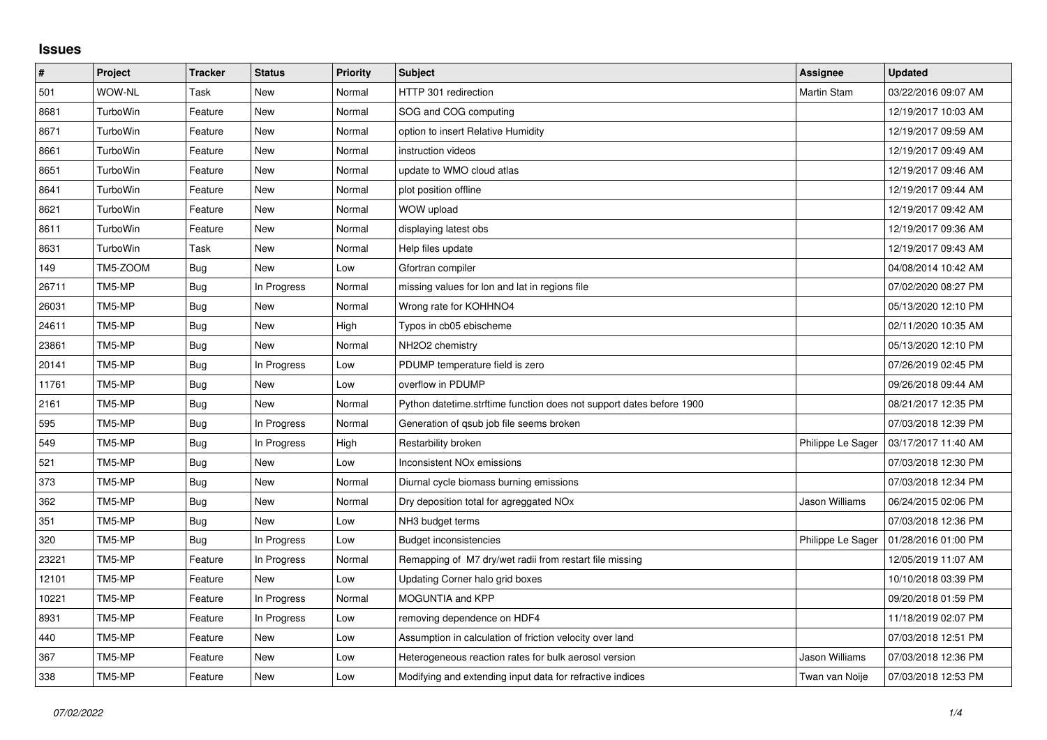## Issues

| # | Project | Tracker | Status | Priority | Subject | Assignee | Updated |
|---|---|---|---|---|---|---|---|
| 501 | WOW-NL | Task | New | Normal | HTTP 301 redirection | Martin Stam | 03/22/2016 09:07 AM |
| 8681 | TurboWin | Feature | New | Normal | SOG and COG computing | | 12/19/2017 10:03 AM |
| 8671 | TurboWin | Feature | New | Normal | option to insert Relative Humidity | | 12/19/2017 09:59 AM |
| 8661 | TurboWin | Feature | New | Normal | instruction videos | | 12/19/2017 09:49 AM |
| 8651 | TurboWin | Feature | New | Normal | update to WMO cloud atlas | | 12/19/2017 09:46 AM |
| 8641 | TurboWin | Feature | New | Normal | plot position offline | | 12/19/2017 09:44 AM |
| 8621 | TurboWin | Feature | New | Normal | WOW upload | | 12/19/2017 09:42 AM |
| 8611 | TurboWin | Feature | New | Normal | displaying latest obs | | 12/19/2017 09:36 AM |
| 8631 | TurboWin | Task | New | Normal | Help files update | | 12/19/2017 09:43 AM |
| 149 | TM5-ZOOM | Bug | New | Low | Gfortran compiler | | 04/08/2014 10:42 AM |
| 26711 | TM5-MP | Bug | In Progress | Normal | missing values for lon and lat in regions file | | 07/02/2020 08:27 PM |
| 26031 | TM5-MP | Bug | New | Normal | Wrong rate for KOHHNO4 | | 05/13/2020 12:10 PM |
| 24611 | TM5-MP | Bug | New | High | Typos in cb05 ebischeme | | 02/11/2020 10:35 AM |
| 23861 | TM5-MP | Bug | New | Normal | NH2O2 chemistry | | 05/13/2020 12:10 PM |
| 20141 | TM5-MP | Bug | In Progress | Low | PDUMP temperature field is zero | | 07/26/2019 02:45 PM |
| 11761 | TM5-MP | Bug | New | Low | overflow in PDUMP | | 09/26/2018 09:44 AM |
| 2161 | TM5-MP | Bug | New | Normal | Python datetime.strftime function does not support dates before 1900 | | 08/21/2017 12:35 PM |
| 595 | TM5-MP | Bug | In Progress | Normal | Generation of qsub job file seems broken | | 07/03/2018 12:39 PM |
| 549 | TM5-MP | Bug | In Progress | High | Restarbility broken | Philippe Le Sager | 03/17/2017 11:40 AM |
| 521 | TM5-MP | Bug | New | Low | Inconsistent NOx emissions | | 07/03/2018 12:30 PM |
| 373 | TM5-MP | Bug | New | Normal | Diurnal cycle biomass burning emissions | | 07/03/2018 12:34 PM |
| 362 | TM5-MP | Bug | New | Normal | Dry deposition total for agreggated NOx | Jason Williams | 06/24/2015 02:06 PM |
| 351 | TM5-MP | Bug | New | Low | NH3 budget terms | | 07/03/2018 12:36 PM |
| 320 | TM5-MP | Bug | In Progress | Low | Budget inconsistencies | Philippe Le Sager | 01/28/2016 01:00 PM |
| 23221 | TM5-MP | Feature | In Progress | Normal | Remapping of M7 dry/wet radii from restart file missing | | 12/05/2019 11:07 AM |
| 12101 | TM5-MP | Feature | New | Low | Updating Corner halo grid boxes | | 10/10/2018 03:39 PM |
| 10221 | TM5-MP | Feature | In Progress | Normal | MOGUNTIA and KPP | | 09/20/2018 01:59 PM |
| 8931 | TM5-MP | Feature | In Progress | Low | removing dependence on HDF4 | | 11/18/2019 02:07 PM |
| 440 | TM5-MP | Feature | New | Low | Assumption in calculation of friction velocity over land | | 07/03/2018 12:51 PM |
| 367 | TM5-MP | Feature | New | Low | Heterogeneous reaction rates for bulk aerosol version | Jason Williams | 07/03/2018 12:36 PM |
| 338 | TM5-MP | Feature | New | Low | Modifying and extending input data for refractive indices | Twan van Noije | 07/03/2018 12:53 PM |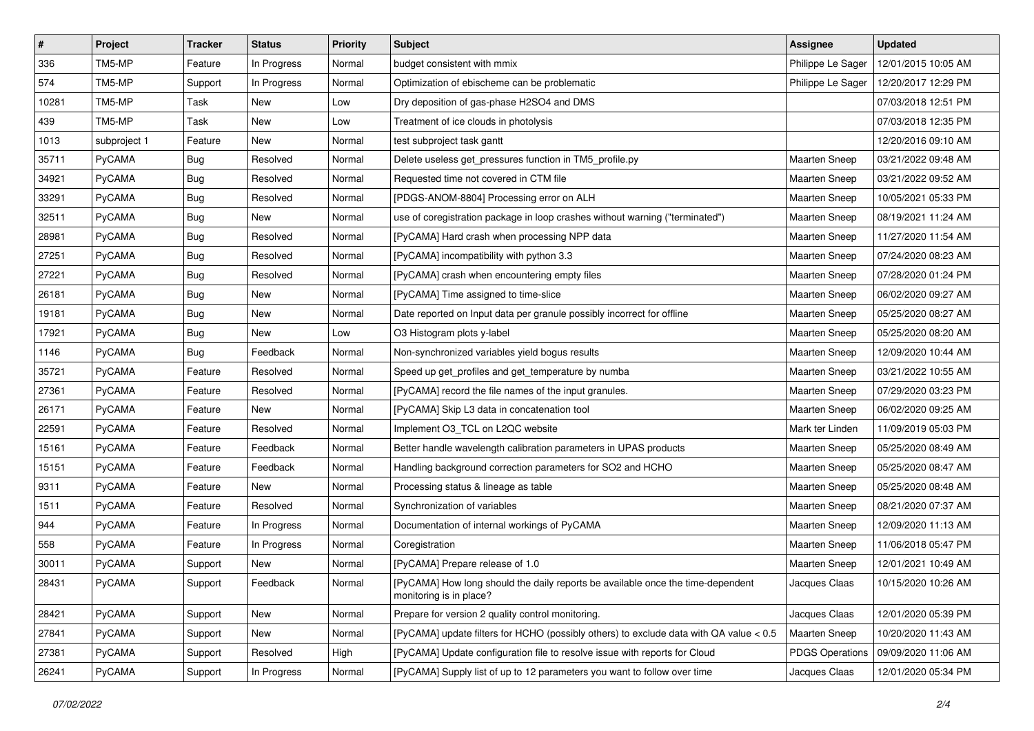| # | Project | Tracker | Status | Priority | Subject | Assignee | Updated |
|---|---|---|---|---|---|---|---|
| 336 | TM5-MP | Feature | In Progress | Normal | budget consistent with mmix | Philippe Le Sager | 12/01/2015 10:05 AM |
| 574 | TM5-MP | Support | In Progress | Normal | Optimization of ebischeme can be problematic | Philippe Le Sager | 12/20/2017 12:29 PM |
| 10281 | TM5-MP | Task | New | Low | Dry deposition of gas-phase H2SO4 and DMS | | 07/03/2018 12:51 PM |
| 439 | TM5-MP | Task | New | Low | Treatment of ice clouds in photolysis | | 07/03/2018 12:35 PM |
| 1013 | subproject 1 | Feature | New | Normal | test subproject task gantt | | 12/20/2016 09:10 AM |
| 35711 | PyCAMA | Bug | Resolved | Normal | Delete useless get_pressures function in TM5_profile.py | Maarten Sneep | 03/21/2022 09:48 AM |
| 34921 | PyCAMA | Bug | Resolved | Normal | Requested time not covered in CTM file | Maarten Sneep | 03/21/2022 09:52 AM |
| 33291 | PyCAMA | Bug | Resolved | Normal | [PDGS-ANOM-8804] Processing error on ALH | Maarten Sneep | 10/05/2021 05:33 PM |
| 32511 | PyCAMA | Bug | New | Normal | use of coregistration package in loop crashes without warning ("terminated") | Maarten Sneep | 08/19/2021 11:24 AM |
| 28981 | PyCAMA | Bug | Resolved | Normal | [PyCAMA] Hard crash when processing NPP data | Maarten Sneep | 11/27/2020 11:54 AM |
| 27251 | PyCAMA | Bug | Resolved | Normal | [PyCAMA] incompatibility with python 3.3 | Maarten Sneep | 07/24/2020 08:23 AM |
| 27221 | PyCAMA | Bug | Resolved | Normal | [PyCAMA] crash when encountering empty files | Maarten Sneep | 07/28/2020 01:24 PM |
| 26181 | PyCAMA | Bug | New | Normal | [PyCAMA] Time assigned to time-slice | Maarten Sneep | 06/02/2020 09:27 AM |
| 19181 | PyCAMA | Bug | New | Normal | Date reported on Input data per granule possibly incorrect for offline | Maarten Sneep | 05/25/2020 08:27 AM |
| 17921 | PyCAMA | Bug | New | Low | O3 Histogram plots y-label | Maarten Sneep | 05/25/2020 08:20 AM |
| 1146 | PyCAMA | Bug | Feedback | Normal | Non-synchronized variables yield bogus results | Maarten Sneep | 12/09/2020 10:44 AM |
| 35721 | PyCAMA | Feature | Resolved | Normal | Speed up get_profiles and get_temperature by numba | Maarten Sneep | 03/21/2022 10:55 AM |
| 27361 | PyCAMA | Feature | Resolved | Normal | [PyCAMA] record the file names of the input granules. | Maarten Sneep | 07/29/2020 03:23 PM |
| 26171 | PyCAMA | Feature | New | Normal | [PyCAMA] Skip L3 data in concatenation tool | Maarten Sneep | 06/02/2020 09:25 AM |
| 22591 | PyCAMA | Feature | Resolved | Normal | Implement O3_TCL on L2QC website | Mark ter Linden | 11/09/2019 05:03 PM |
| 15161 | PyCAMA | Feature | Feedback | Normal | Better handle wavelength calibration parameters in UPAS products | Maarten Sneep | 05/25/2020 08:49 AM |
| 15151 | PyCAMA | Feature | Feedback | Normal | Handling background correction parameters for SO2 and HCHO | Maarten Sneep | 05/25/2020 08:47 AM |
| 9311 | PyCAMA | Feature | New | Normal | Processing status & lineage as table | Maarten Sneep | 05/25/2020 08:48 AM |
| 1511 | PyCAMA | Feature | Resolved | Normal | Synchronization of variables | Maarten Sneep | 08/21/2020 07:37 AM |
| 944 | PyCAMA | Feature | In Progress | Normal | Documentation of internal workings of PyCAMA | Maarten Sneep | 12/09/2020 11:13 AM |
| 558 | PyCAMA | Feature | In Progress | Normal | Coregistration | Maarten Sneep | 11/06/2018 05:47 PM |
| 30011 | PyCAMA | Support | New | Normal | [PyCAMA] Prepare release of 1.0 | Maarten Sneep | 12/01/2021 10:49 AM |
| 28431 | PyCAMA | Support | Feedback | Normal | [PyCAMA] How long should the daily reports be available once the time-dependent monitoring is in place? | Jacques Claas | 10/15/2020 10:26 AM |
| 28421 | PyCAMA | Support | New | Normal | Prepare for version 2 quality control monitoring. | Jacques Claas | 12/01/2020 05:39 PM |
| 27841 | PyCAMA | Support | New | Normal | [PyCAMA] update filters for HCHO (possibly others) to exclude data with QA value < 0.5 | Maarten Sneep | 10/20/2020 11:43 AM |
| 27381 | PyCAMA | Support | Resolved | High | [PyCAMA] Update configuration file to resolve issue with reports for Cloud | PDGS Operations | 09/09/2020 11:06 AM |
| 26241 | PyCAMA | Support | In Progress | Normal | [PyCAMA] Supply list of up to 12 parameters you want to follow over time | Jacques Claas | 12/01/2020 05:34 PM |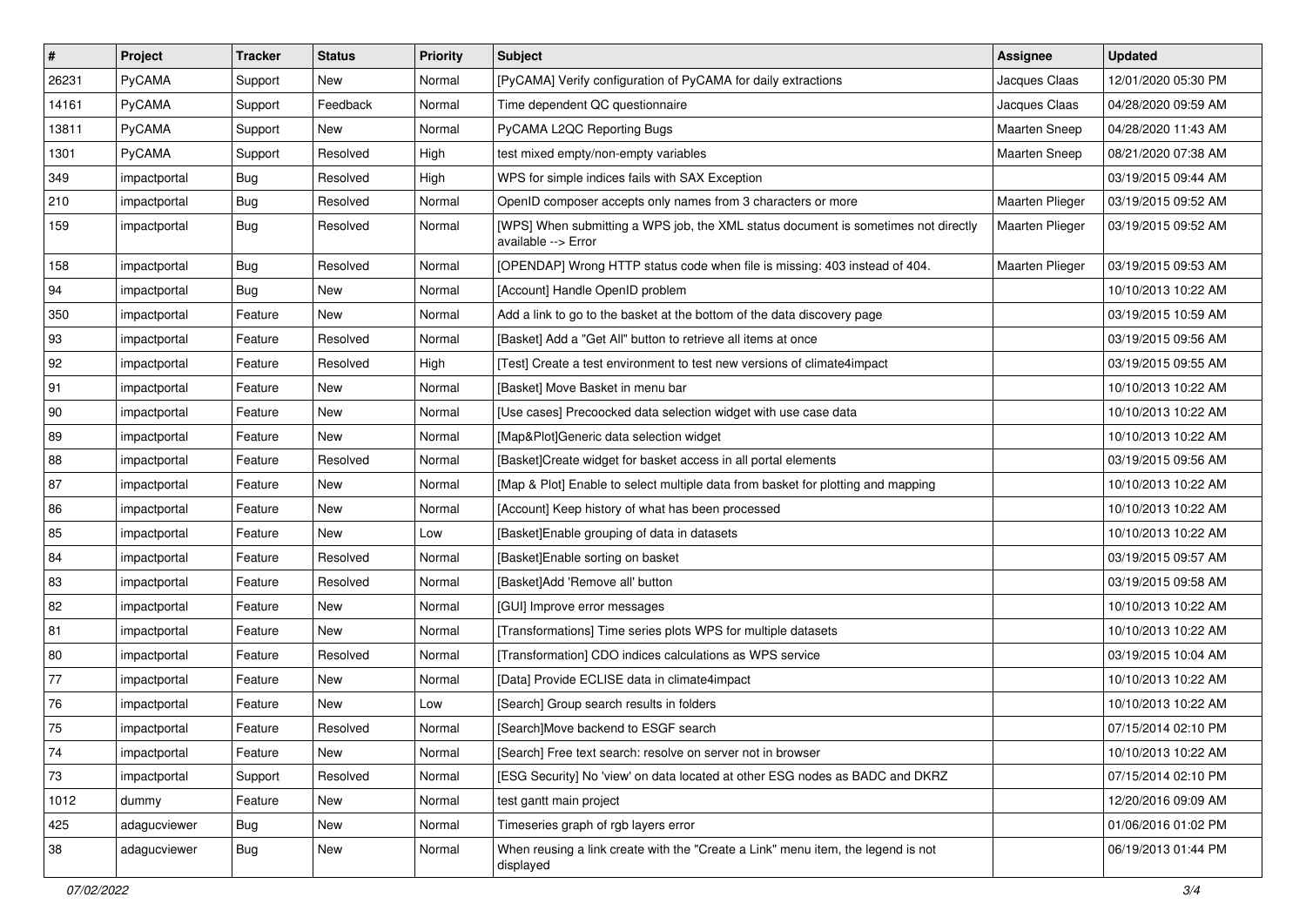| # | Project | Tracker | Status | Priority | Subject | Assignee | Updated |
|---|---|---|---|---|---|---|---|
| 26231 | PyCAMA | Support | New | Normal | [PyCAMA] Verify configuration of PyCAMA for daily extractions | Jacques Claas | 12/01/2020 05:30 PM |
| 14161 | PyCAMA | Support | Feedback | Normal | Time dependent QC questionnaire | Jacques Claas | 04/28/2020 09:59 AM |
| 13811 | PyCAMA | Support | New | Normal | PyCAMA L2QC Reporting Bugs | Maarten Sneep | 04/28/2020 11:43 AM |
| 1301 | PyCAMA | Support | Resolved | High | test mixed empty/non-empty variables | Maarten Sneep | 08/21/2020 07:38 AM |
| 349 | impactportal | Bug | Resolved | High | WPS for simple indices fails with SAX Exception | | 03/19/2015 09:44 AM |
| 210 | impactportal | Bug | Resolved | Normal | OpenID composer accepts only names from 3 characters or more | Maarten Plieger | 03/19/2015 09:52 AM |
| 159 | impactportal | Bug | Resolved | Normal | [WPS] When submitting a WPS job, the XML status document is sometimes not directly available --> Error | Maarten Plieger | 03/19/2015 09:52 AM |
| 158 | impactportal | Bug | Resolved | Normal | [OPENDAP] Wrong HTTP status code when file is missing: 403 instead of 404. | Maarten Plieger | 03/19/2015 09:53 AM |
| 94 | impactportal | Bug | New | Normal | [Account] Handle OpenID problem | | 10/10/2013 10:22 AM |
| 350 | impactportal | Feature | New | Normal | Add a link to go to the basket at the bottom of the data discovery page | | 03/19/2015 10:59 AM |
| 93 | impactportal | Feature | Resolved | Normal | [Basket] Add a "Get All" button to retrieve all items at once | | 03/19/2015 09:56 AM |
| 92 | impactportal | Feature | Resolved | High | [Test] Create a test environment to test new versions of climate4impact | | 03/19/2015 09:55 AM |
| 91 | impactportal | Feature | New | Normal | [Basket] Move Basket in menu bar | | 10/10/2013 10:22 AM |
| 90 | impactportal | Feature | New | Normal | [Use cases] Precoocked data selection widget with use case data | | 10/10/2013 10:22 AM |
| 89 | impactportal | Feature | New | Normal | [Map&Plot]Generic data selection widget | | 10/10/2013 10:22 AM |
| 88 | impactportal | Feature | Resolved | Normal | [Basket]Create widget for basket access in all portal elements | | 03/19/2015 09:56 AM |
| 87 | impactportal | Feature | New | Normal | [Map & Plot] Enable to select multiple data from basket for plotting and mapping | | 10/10/2013 10:22 AM |
| 86 | impactportal | Feature | New | Normal | [Account] Keep history of what has been processed | | 10/10/2013 10:22 AM |
| 85 | impactportal | Feature | New | Low | [Basket]Enable grouping of data in datasets | | 10/10/2013 10:22 AM |
| 84 | impactportal | Feature | Resolved | Normal | [Basket]Enable sorting on basket | | 03/19/2015 09:57 AM |
| 83 | impactportal | Feature | Resolved | Normal | [Basket]Add 'Remove all' button | | 03/19/2015 09:58 AM |
| 82 | impactportal | Feature | New | Normal | [GUI] Improve error messages | | 10/10/2013 10:22 AM |
| 81 | impactportal | Feature | New | Normal | [Transformations] Time series plots WPS for multiple datasets | | 10/10/2013 10:22 AM |
| 80 | impactportal | Feature | Resolved | Normal | [Transformation] CDO indices calculations as WPS service | | 03/19/2015 10:04 AM |
| 77 | impactportal | Feature | New | Normal | [Data] Provide ECLISE data in climate4impact | | 10/10/2013 10:22 AM |
| 76 | impactportal | Feature | New | Low | [Search] Group search results in folders | | 10/10/2013 10:22 AM |
| 75 | impactportal | Feature | Resolved | Normal | [Search]Move backend to ESGF search | | 07/15/2014 02:10 PM |
| 74 | impactportal | Feature | New | Normal | [Search] Free text search: resolve on server not in browser | | 10/10/2013 10:22 AM |
| 73 | impactportal | Support | Resolved | Normal | [ESG Security] No 'view' on data located at other ESG nodes as BADC and DKRZ | | 07/15/2014 02:10 PM |
| 1012 | dummy | Feature | New | Normal | test gantt main project | | 12/20/2016 09:09 AM |
| 425 | adagucviewer | Bug | New | Normal | Timeseries graph of rgb layers error | | 01/06/2016 01:02 PM |
| 38 | adagucviewer | Bug | New | Normal | When reusing a link create with the "Create a Link" menu item, the legend is not displayed | | 06/19/2013 01:44 PM |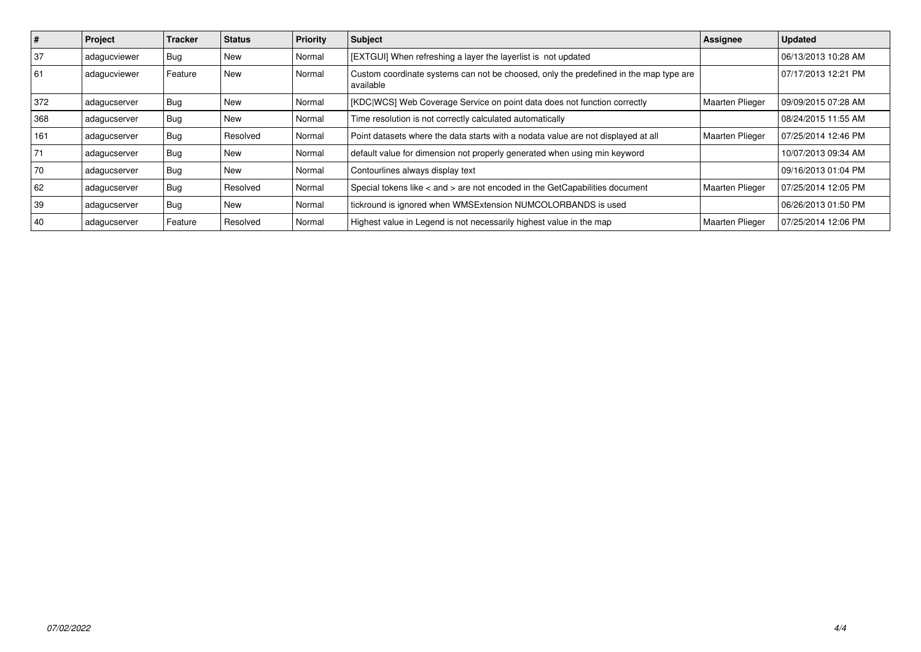| # | Project | Tracker | Status | Priority | Subject | Assignee | Updated |
|---|---|---|---|---|---|---|---|
| 37 | adagucviewer | Bug | New | Normal | [EXTGUI] When refreshing a layer the layerlist is not updated | | 06/13/2013 10:28 AM |
| 61 | adagucviewer | Feature | New | Normal | Custom coordinate systems can not be choosed, only the predefined in the map type are available | | 07/17/2013 12:21 PM |
| 372 | adagucserver | Bug | New | Normal | [KDC\|WCS] Web Coverage Service on point data does not function correctly | Maarten Plieger | 09/09/2015 07:28 AM |
| 368 | adagucserver | Bug | New | Normal | Time resolution is not correctly calculated automatically | | 08/24/2015 11:55 AM |
| 161 | adagucserver | Bug | Resolved | Normal | Point datasets where the data starts with a nodata value are not displayed at all | Maarten Plieger | 07/25/2014 12:46 PM |
| 71 | adagucserver | Bug | New | Normal | default value for dimension not properly generated when using min keyword | | 10/07/2013 09:34 AM |
| 70 | adagucserver | Bug | New | Normal | Contourlines always display text | | 09/16/2013 01:04 PM |
| 62 | adagucserver | Bug | Resolved | Normal | Special tokens like < and > are not encoded in the GetCapabilities document | Maarten Plieger | 07/25/2014 12:05 PM |
| 39 | adagucserver | Bug | New | Normal | tickround is ignored when WMSExtension NUMCOLORBANDS is used | | 06/26/2013 01:50 PM |
| 40 | adagucserver | Feature | Resolved | Normal | Highest value in Legend is not necessarily highest value in the map | Maarten Plieger | 07/25/2014 12:06 PM |